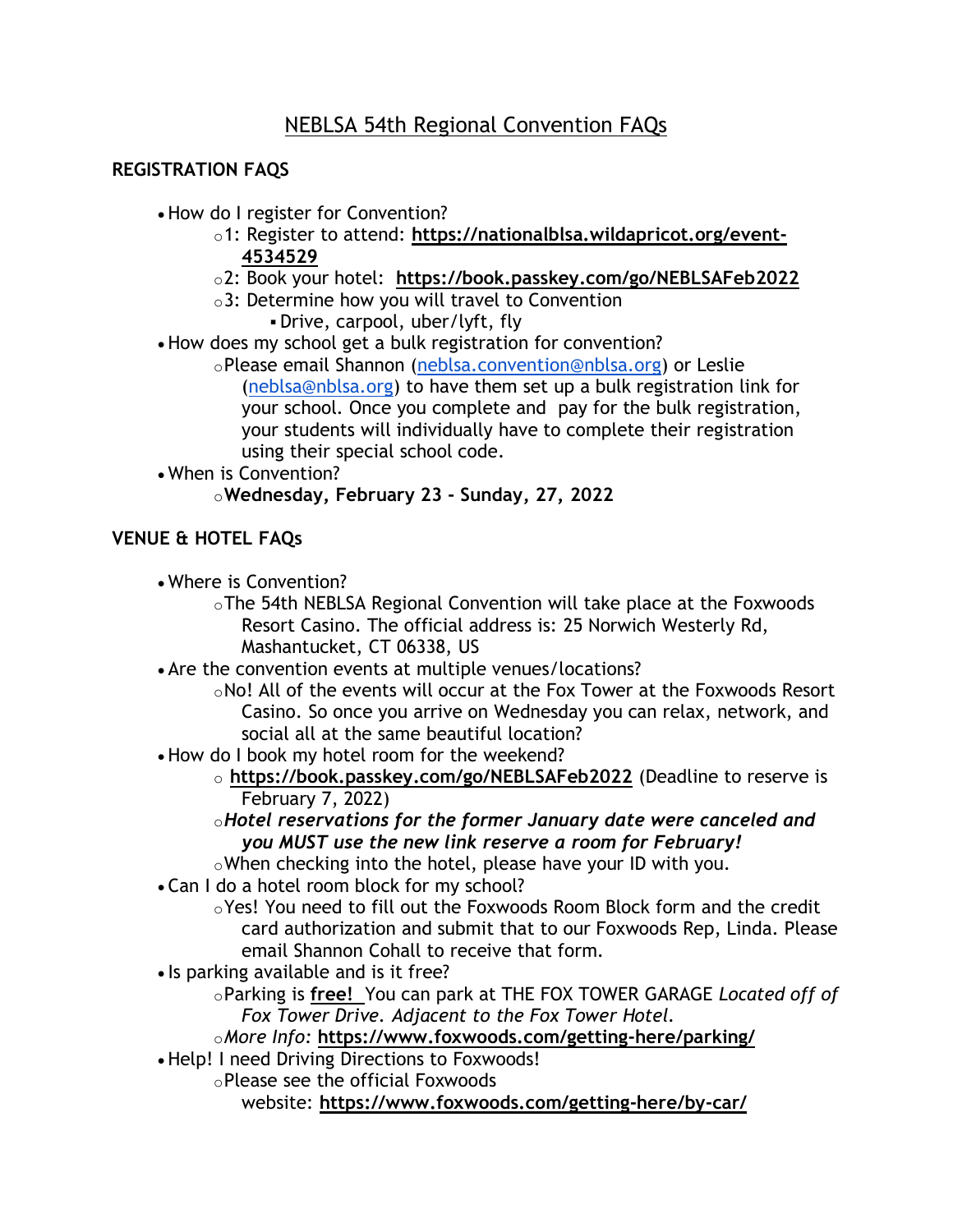# NEBLSA 54th Regional Convention FAQs

## REGISTRATION FAQS

- How do I register for Convention?
  - 1: Register to attend: **https://nationalblsa.wildapricot.org/event-4534529**
  - 2: Book your hotel: **https://book.passkey.com/go/NEBLSAFeb2022**
  - 3: Determine how you will travel to Convention
    - Drive, carpool, uber/lyft, fly
- How does my school get a bulk registration for convention?
  - Please email Shannon (neblsa.convention@nblsa.org) or Leslie (neblsa@nblsa.org) to have them set up a bulk registration link for your school. Once you complete and pay for the bulk registration, your students will individually have to complete their registration using their special school code.
- When is Convention?
  - **Wednesday, February 23 - Sunday, 27, 2022**

## VENUE & HOTEL FAQs

- Where is Convention?
  - The 54th NEBLSA Regional Convention will take place at the Foxwoods Resort Casino. The official address is: 25 Norwich Westerly Rd, Mashantucket, CT 06338, US
- Are the convention events at multiple venues/locations?
  - No! All of the events will occur at the Fox Tower at the Foxwoods Resort Casino. So once you arrive on Wednesday you can relax, network, and social all at the same beautiful location?
- How do I book my hotel room for the weekend?
  - **https://book.passkey.com/go/NEBLSAFeb2022** (Deadline to reserve is February 7, 2022)
  - ***Hotel reservations for the former January date were canceled and you MUST use the new link reserve a room for February!***
  - When checking into the hotel, please have your ID with you.
- Can I do a hotel room block for my school?
  - Yes! You need to fill out the Foxwoods Room Block form and the credit card authorization and submit that to our Foxwoods Rep, Linda. Please email Shannon Cohall to receive that form.
- Is parking available and is it free?
  - Parking is **free!** You can park at THE FOX TOWER GARAGE *Located off of Fox Tower Drive. Adjacent to the Fox Tower Hotel.*
  - *More Info:* **https://www.foxwoods.com/getting-here/parking/**
- Help! I need Driving Directions to Foxwoods!
  - Please see the official Foxwoods website: **https://www.foxwoods.com/getting-here/by-car/**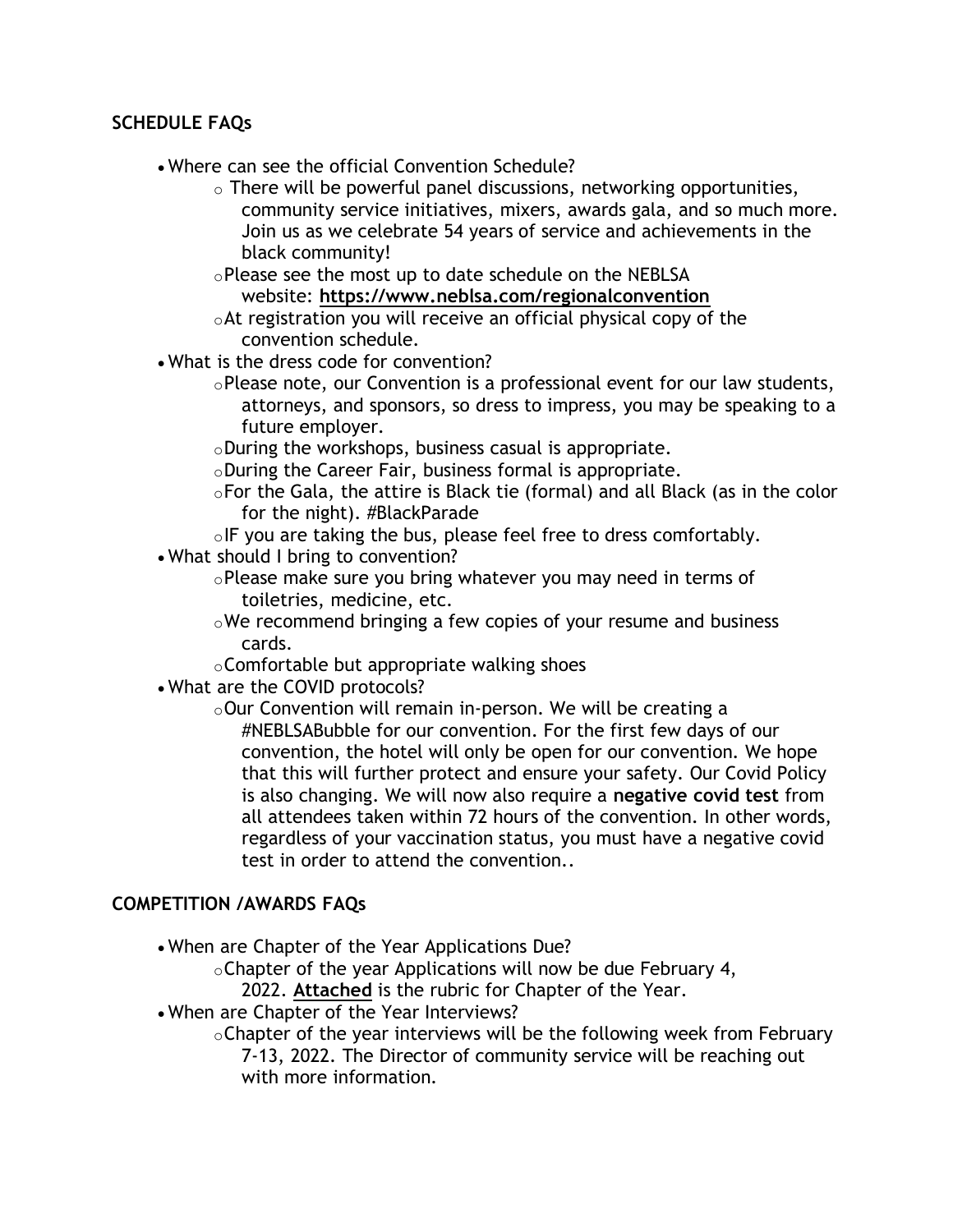**SCHEDULE FAQs**

- Where can see the official Convention Schedule?
  - There will be powerful panel discussions, networking opportunities, community service initiatives, mixers, awards gala, and so much more. Join us as we celebrate 54 years of service and achievements in the black community!
  - Please see the most up to date schedule on the NEBLSA website: **https://www.neblsa.com/regionalconvention**
  - At registration you will receive an official physical copy of the convention schedule.
- What is the dress code for convention?
  - Please note, our Convention is a professional event for our law students, attorneys, and sponsors, so dress to impress, you may be speaking to a future employer.
  - During the workshops, business casual is appropriate.
  - During the Career Fair, business formal is appropriate.
  - For the Gala, the attire is Black tie (formal) and all Black (as in the color for the night). #BlackParade
  - IF you are taking the bus, please feel free to dress comfortably.
- What should I bring to convention?
  - Please make sure you bring whatever you may need in terms of toiletries, medicine, etc.
  - We recommend bringing a few copies of your resume and business cards.
  - Comfortable but appropriate walking shoes
- What are the COVID protocols?
  - Our Convention will remain in-person. We will be creating a #NEBLSABubble for our convention. For the first few days of our convention, the hotel will only be open for our convention. We hope that this will further protect and ensure your safety. Our Covid Policy is also changing. We will now also require a **negative covid test** from all attendees taken within 72 hours of the convention. In other words, regardless of your vaccination status, you must have a negative covid test in order to attend the convention..

**COMPETITION /AWARDS FAQs**

- When are Chapter of the Year Applications Due?
  - Chapter of the year Applications will now be due February 4, 2022. **Attached** is the rubric for Chapter of the Year.
- When are Chapter of the Year Interviews?
  - Chapter of the year interviews will be the following week from February 7-13, 2022. The Director of community service will be reaching out with more information.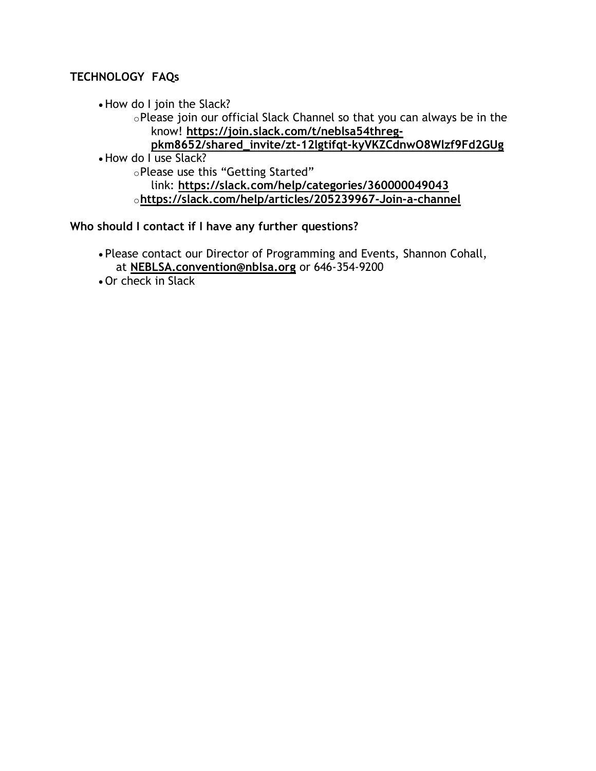**TECHNOLOGY FAQs**

- How do I join the Slack?
  - Please join our official Slack Channel so that you can always be in the know! **https://join.slack.com/t/neblsa54threg-pkm8652/shared_invite/zt-12lgtifqt-kyVKZCdnwO8Wlzf9Fd2GUg**
- How do I use Slack?
  - Please use this "Getting Started" link: **https://slack.com/help/categories/360000049043**
  - **https://slack.com/help/articles/205239967-Join-a-channel**

**Who should I contact if I have any further questions?**

- Please contact our Director of Programming and Events, Shannon Cohall, at **NEBLSA.convention@nblsa.org** or 646-354-9200
- Or check in Slack